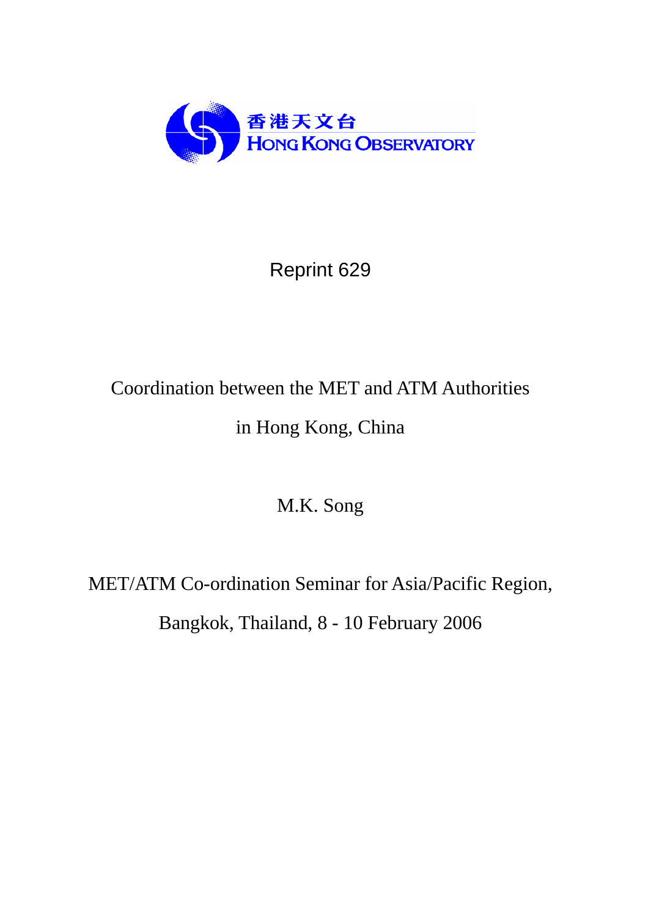香港天文台
HONG KONG OBSERVATORY

Reprint 629

# Coordination between the MET and ATM Authorities in Hong Kong, China

M.K. Song

MET/ATM Co-ordination Seminar for Asia/Pacific Region,

Bangkok, Thailand, 8 - 10 February 2006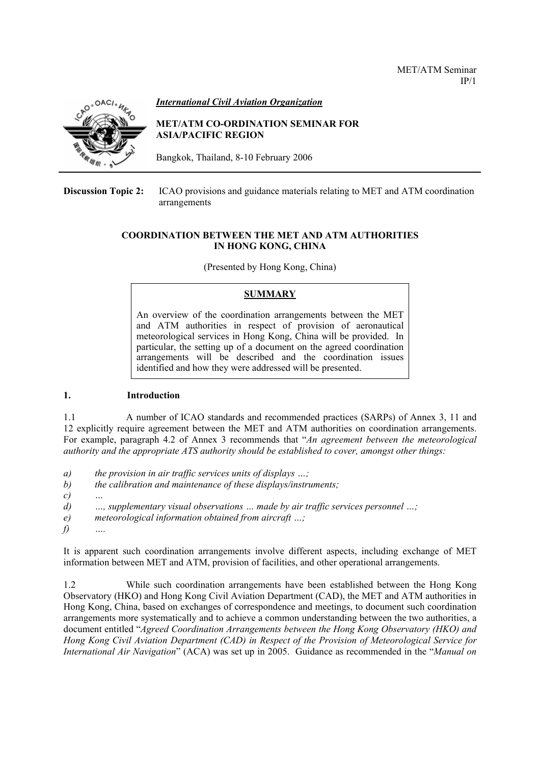MET/ATM Seminar
IP/1

*International Civil Aviation Organization*

**MET/ATM CO-ORDINATION SEMINAR FOR ASIA/PACIFIC REGION**

Bangkok, Thailand, 8-10 February 2006

---

**Discussion Topic 2:** ICAO provisions and guidance materials relating to MET and ATM coordination arrangements

**COORDINATION BETWEEN THE MET AND ATM AUTHORITIES IN HONG KONG, CHINA**

(Presented by Hong Kong, China)

**SUMMARY**

An overview of the coordination arrangements between the MET and ATM authorities in respect of provision of aeronautical meteorological services in Hong Kong, China will be provided. In particular, the setting up of a document on the agreed coordination arrangements will be described and the coordination issues identified and how they were addressed will be presented.

## 1. Introduction

1.1 A number of ICAO standards and recommended practices (SARPs) of Annex 3, 11 and 12 explicitly require agreement between the MET and ATM authorities on coordination arrangements. For example, paragraph 4.2 of Annex 3 recommends that "*An agreement between the meteorological authority and the appropriate ATS authority should be established to cover, amongst other things:*

*a) the provision in air traffic services units of displays …;*

*b) the calibration and maintenance of these displays/instruments;*

*c) …*

*d) …, supplementary visual observations … made by air traffic services personnel …;*

*e) meteorological information obtained from aircraft …;*

*f) ….*

It is apparent such coordination arrangements involve different aspects, including exchange of MET information between MET and ATM, provision of facilities, and other operational arrangements.

1.2 While such coordination arrangements have been established between the Hong Kong Observatory (HKO) and Hong Kong Civil Aviation Department (CAD), the MET and ATM authorities in Hong Kong, China, based on exchanges of correspondence and meetings, to document such coordination arrangements more systematically and to achieve a common understanding between the two authorities, a document entitled "*Agreed Coordination Arrangements between the Hong Kong Observatory (HKO) and Hong Kong Civil Aviation Department (CAD) in Respect of the Provision of Meteorological Service for International Air Navigation*" (ACA) was set up in 2005. Guidance as recommended in the "*Manual on*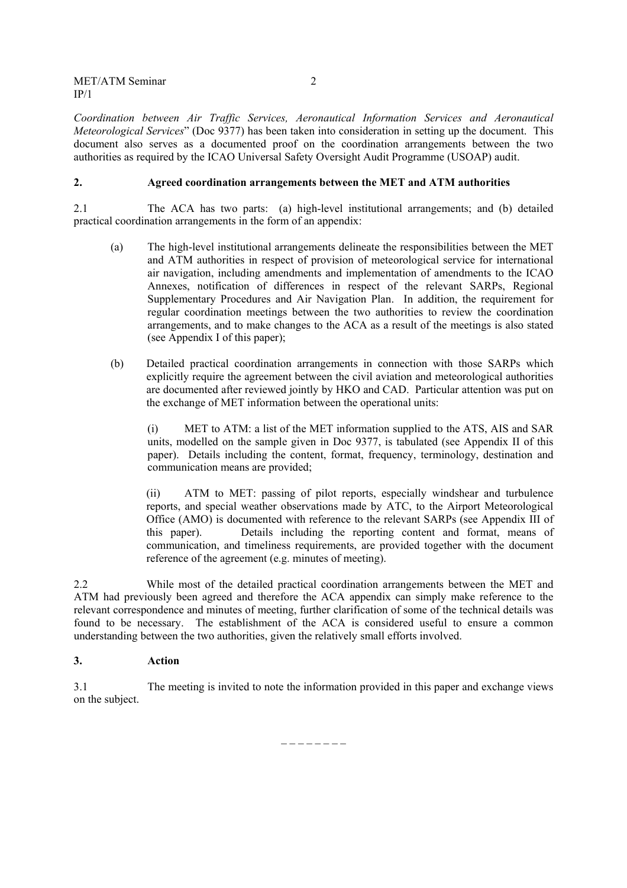*Coordination between Air Traffic Services, Aeronautical Information Services and Aeronautical Meteorological Services*" (Doc 9377) has been taken into consideration in setting up the document. This document also serves as a documented proof on the coordination arrangements between the two authorities as required by the ICAO Universal Safety Oversight Audit Programme (USOAP) audit.

## 2. Agreed coordination arrangements between the MET and ATM authorities

2.1 The ACA has two parts: (a) high-level institutional arrangements; and (b) detailed practical coordination arrangements in the form of an appendix:

(a) The high-level institutional arrangements delineate the responsibilities between the MET and ATM authorities in respect of provision of meteorological service for international air navigation, including amendments and implementation of amendments to the ICAO Annexes, notification of differences in respect of the relevant SARPs, Regional Supplementary Procedures and Air Navigation Plan. In addition, the requirement for regular coordination meetings between the two authorities to review the coordination arrangements, and to make changes to the ACA as a result of the meetings is also stated (see Appendix I of this paper);

(b) Detailed practical coordination arrangements in connection with those SARPs which explicitly require the agreement between the civil aviation and meteorological authorities are documented after reviewed jointly by HKO and CAD. Particular attention was put on the exchange of MET information between the operational units:

(i) MET to ATM: a list of the MET information supplied to the ATS, AIS and SAR units, modelled on the sample given in Doc 9377, is tabulated (see Appendix II of this paper). Details including the content, format, frequency, terminology, destination and communication means are provided;

(ii) ATM to MET: passing of pilot reports, especially windshear and turbulence reports, and special weather observations made by ATC, to the Airport Meteorological Office (AMO) is documented with reference to the relevant SARPs (see Appendix III of this paper). Details including the reporting content and format, means of communication, and timeliness requirements, are provided together with the document reference of the agreement (e.g. minutes of meeting).

2.2 While most of the detailed practical coordination arrangements between the MET and ATM had previously been agreed and therefore the ACA appendix can simply make reference to the relevant correspondence and minutes of meeting, further clarification of some of the technical details was found to be necessary. The establishment of the ACA is considered useful to ensure a common understanding between the two authorities, given the relatively small efforts involved.

## 3. Action

3.1 The meeting is invited to note the information provided in this paper and exchange views on the subject.

– – – – – – – –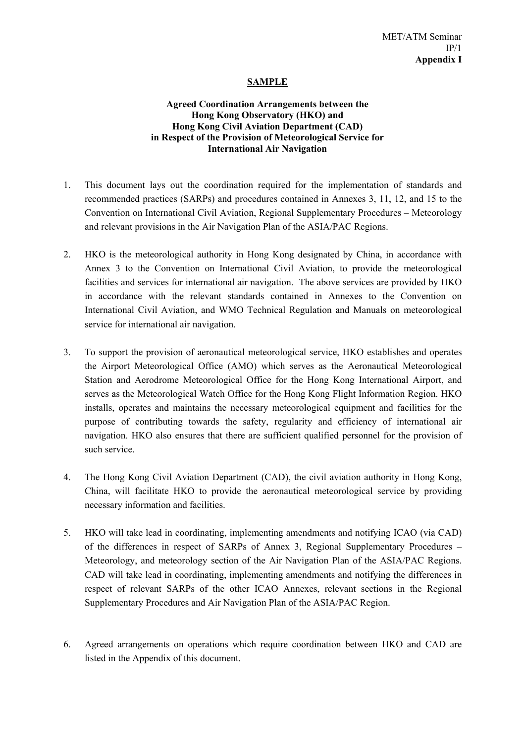MET/ATM Seminar
IP/1
**Appendix I**

**SAMPLE**

**Agreed Coordination Arrangements between the Hong Kong Observatory (HKO) and Hong Kong Civil Aviation Department (CAD) in Respect of the Provision of Meteorological Service for International Air Navigation**

1. This document lays out the coordination required for the implementation of standards and recommended practices (SARPs) and procedures contained in Annexes 3, 11, 12, and 15 to the Convention on International Civil Aviation, Regional Supplementary Procedures – Meteorology and relevant provisions in the Air Navigation Plan of the ASIA/PAC Regions.

2. HKO is the meteorological authority in Hong Kong designated by China, in accordance with Annex 3 to the Convention on International Civil Aviation, to provide the meteorological facilities and services for international air navigation. The above services are provided by HKO in accordance with the relevant standards contained in Annexes to the Convention on International Civil Aviation, and WMO Technical Regulation and Manuals on meteorological service for international air navigation.

3. To support the provision of aeronautical meteorological service, HKO establishes and operates the Airport Meteorological Office (AMO) which serves as the Aeronautical Meteorological Station and Aerodrome Meteorological Office for the Hong Kong International Airport, and serves as the Meteorological Watch Office for the Hong Kong Flight Information Region. HKO installs, operates and maintains the necessary meteorological equipment and facilities for the purpose of contributing towards the safety, regularity and efficiency of international air navigation. HKO also ensures that there are sufficient qualified personnel for the provision of such service.

4. The Hong Kong Civil Aviation Department (CAD), the civil aviation authority in Hong Kong, China, will facilitate HKO to provide the aeronautical meteorological service by providing necessary information and facilities.

5. HKO will take lead in coordinating, implementing amendments and notifying ICAO (via CAD) of the differences in respect of SARPs of Annex 3, Regional Supplementary Procedures – Meteorology, and meteorology section of the Air Navigation Plan of the ASIA/PAC Regions. CAD will take lead in coordinating, implementing amendments and notifying the differences in respect of relevant SARPs of the other ICAO Annexes, relevant sections in the Regional Supplementary Procedures and Air Navigation Plan of the ASIA/PAC Region.

6. Agreed arrangements on operations which require coordination between HKO and CAD are listed in the Appendix of this document.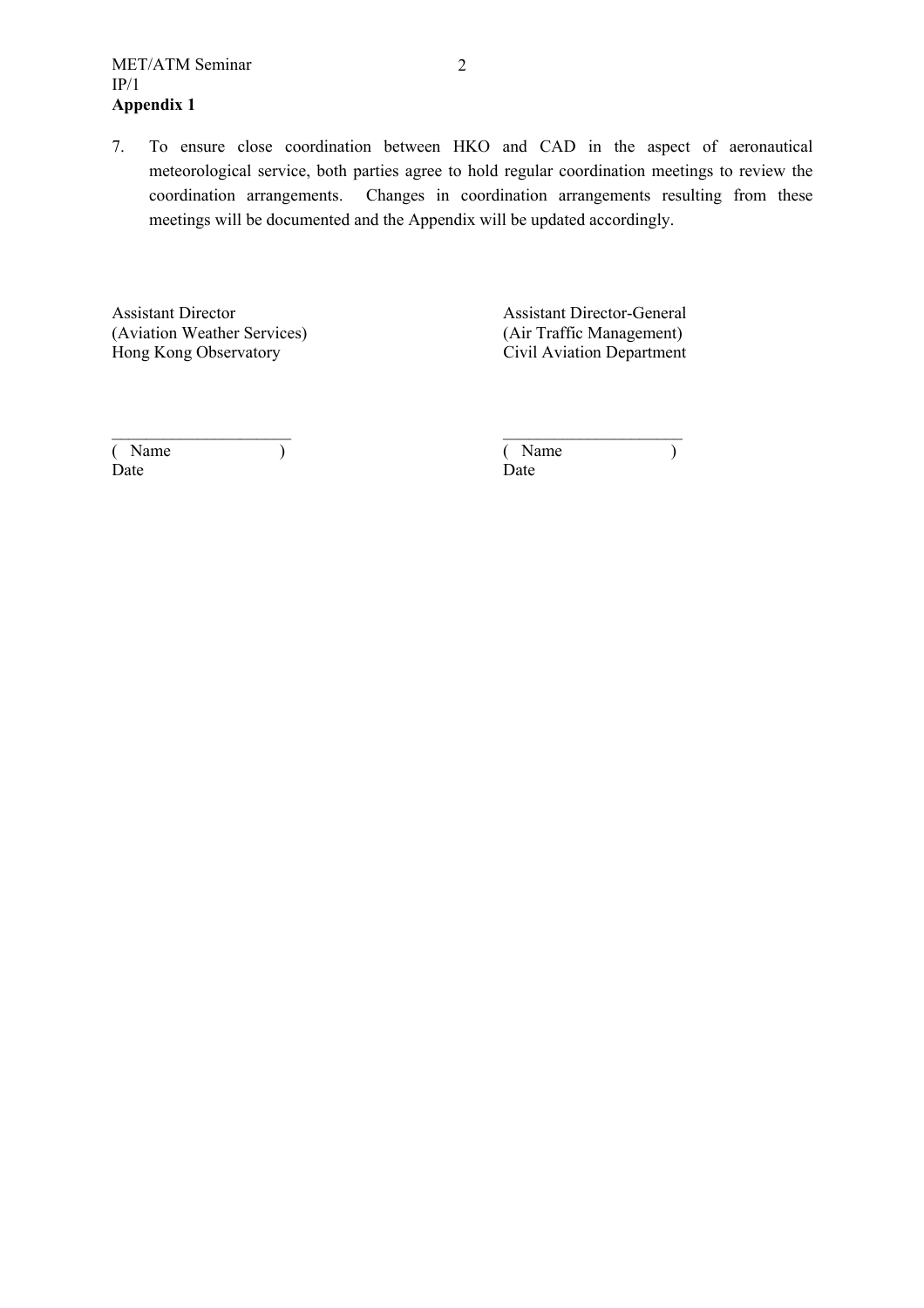7. To ensure close coordination between HKO and CAD in the aspect of aeronautical meteorological service, both parties agree to hold regular coordination meetings to review the coordination arrangements. Changes in coordination arrangements resulting from these meetings will be documented and the Appendix will be updated accordingly.

| Assistant Director<br>(Aviation Weather Services)<br>Hong Kong Observatory | Assistant Director-General<br>(Air Traffic Management)<br>Civil Aviation Department |
|---|---|
| _____________________<br>( Name )<br>Date | _____________________<br>( Name )<br>Date |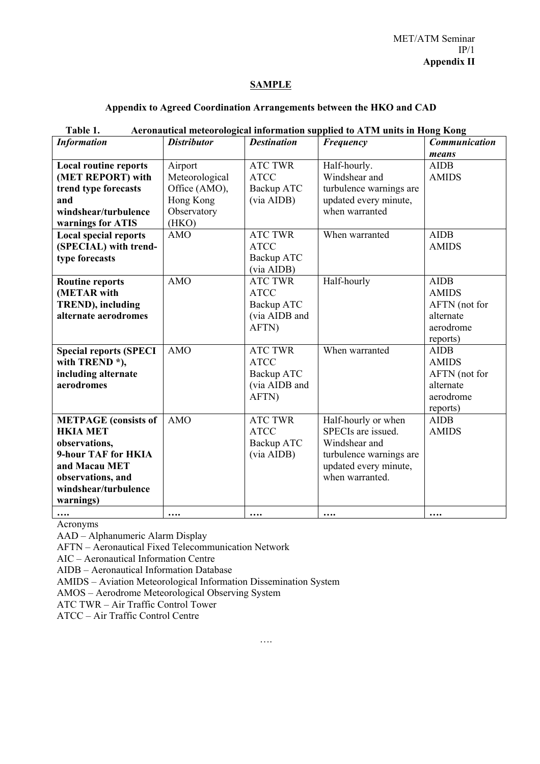MET/ATM Seminar
IP/1
**Appendix II**

**SAMPLE**

**Appendix to Agreed Coordination Arrangements between the HKO and CAD**

**Table 1. Aeronautical meteorological information supplied to ATM units in Hong Kong**

| *Information* | *Distributor* | *Destination* | *Frequency* | *Communication means* |
|---|---|---|---|---|
| **Local routine reports (MET REPORT) with trend type forecasts and windshear/turbulence warnings for ATIS** | Airport Meteorological Office (AMO), Hong Kong Observatory (HKO) | ATC TWR ATCC Backup ATC (via AIDB) | Half-hourly. Windshear and turbulence warnings are updated every minute, when warranted | AIDB AMIDS |
| **Local special reports (SPECIAL) with trend-type forecasts** | AMO | ATC TWR ATCC Backup ATC (via AIDB) | When warranted | AIDB AMIDS |
| **Routine reports (METAR with TREND), including alternate aerodromes** | AMO | ATC TWR ATCC Backup ATC (via AIDB and AFTN) | Half-hourly | AIDB AMIDS AFTN (not for alternate aerodrome reports) |
| **Special reports (SPECI with TREND *), including alternate aerodromes** | AMO | ATC TWR ATCC Backup ATC (via AIDB and AFTN) | When warranted | AIDB AMIDS AFTN (not for alternate aerodrome reports) |
| **METPAGE (consists of HKIA MET observations, 9-hour TAF for HKIA and Macau MET observations, and windshear/turbulence warnings)** | AMO | ATC TWR ATCC Backup ATC (via AIDB) | Half-hourly or when SPECIs are issued. Windshear and turbulence warnings are updated every minute, when warranted. | AIDB AMIDS |
| **….** | **….** | **….** | **….** | **….** |

Acronyms

AAD – Alphanumeric Alarm Display
AFTN – Aeronautical Fixed Telecommunication Network
AIC – Aeronautical Information Centre
AIDB – Aeronautical Information Database
AMIDS – Aviation Meteorological Information Dissemination System
AMOS – Aerodrome Meteorological Observing System
ATC TWR – Air Traffic Control Tower
ATCC – Air Traffic Control Centre

….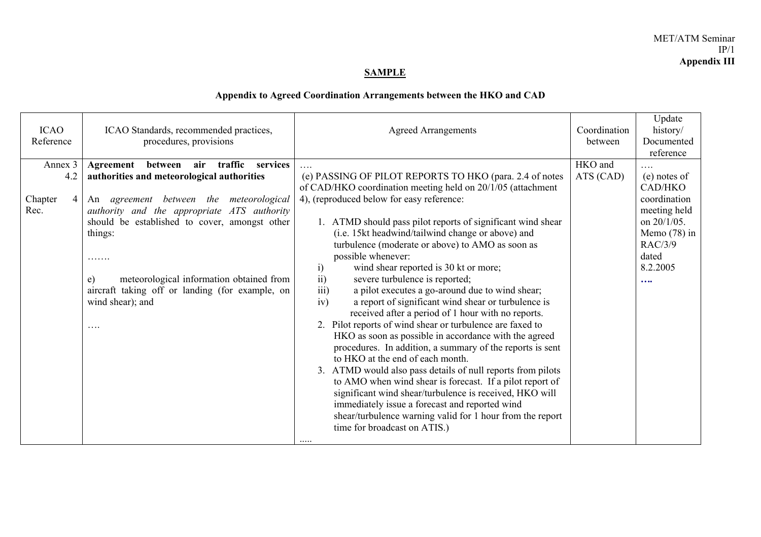MET/ATM Seminar
IP/1
**Appendix III**

**SAMPLE**

**Appendix to Agreed Coordination Arrangements between the HKO and CAD**

| ICAO Reference | ICAO Standards, recommended practices, procedures, provisions | Agreed Arrangements | Coordination between | Update history/ Documented reference |
|---|---|---|---|---|
| Annex 3 4.2<br><br>Chapter 4 Rec. | **Agreement between air traffic services authorities and meteorological authorities**<br><br>An *agreement between the meteorological authority and the appropriate ATS authority* should be established to cover, amongst other things:<br><br>…….<br><br>e) meteorological information obtained from aircraft taking off or landing (for example, on wind shear); and<br><br>…. | ….<br>(e) PASSING OF PILOT REPORTS TO HKO (para. 2.4 of notes of CAD/HKO coordination meeting held on 20/1/05 (attachment 4), (reproduced below for easy reference:<br><br>1. ATMD should pass pilot reports of significant wind shear (i.e. 15kt headwind/tailwind change or above) and turbulence (moderate or above) to AMO as soon as possible whenever:<br>i) wind shear reported is 30 kt or more;<br>ii) severe turbulence is reported;<br>iii) a pilot executes a go-around due to wind shear;<br>iv) a report of significant wind shear or turbulence is received after a period of 1 hour with no reports.<br>2. Pilot reports of wind shear or turbulence are faxed to HKO as soon as possible in accordance with the agreed procedures. In addition, a summary of the reports is sent to HKO at the end of each month.<br>3. ATMD would also pass details of null reports from pilots to AMO when wind shear is forecast. If a pilot report of significant wind shear/turbulence is received, HKO will immediately issue a forecast and reported wind shear/turbulence warning valid for 1 hour from the report time for broadcast on ATIS.)<br>….. | HKO and ATS (CAD) | ….<br>(e) notes of CAD/HKO coordination meeting held on 20/1/05. Memo (78) in RAC/3/9 dated 8.2.2005<br>**….** |